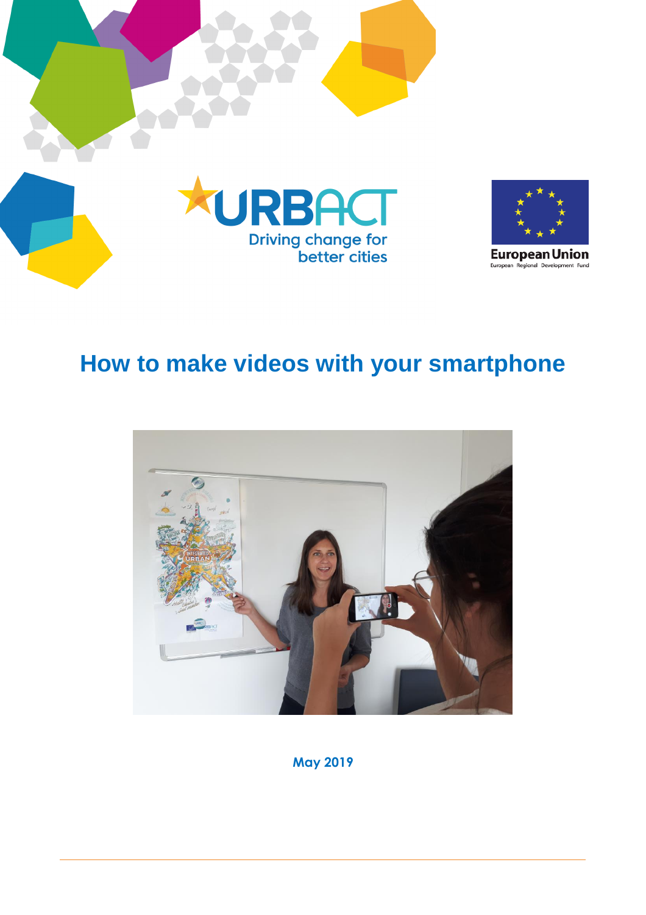URBACT

Driving change for better cities

European Union

European Regional Development Fund

# How to make videos with your smartphone

May 2019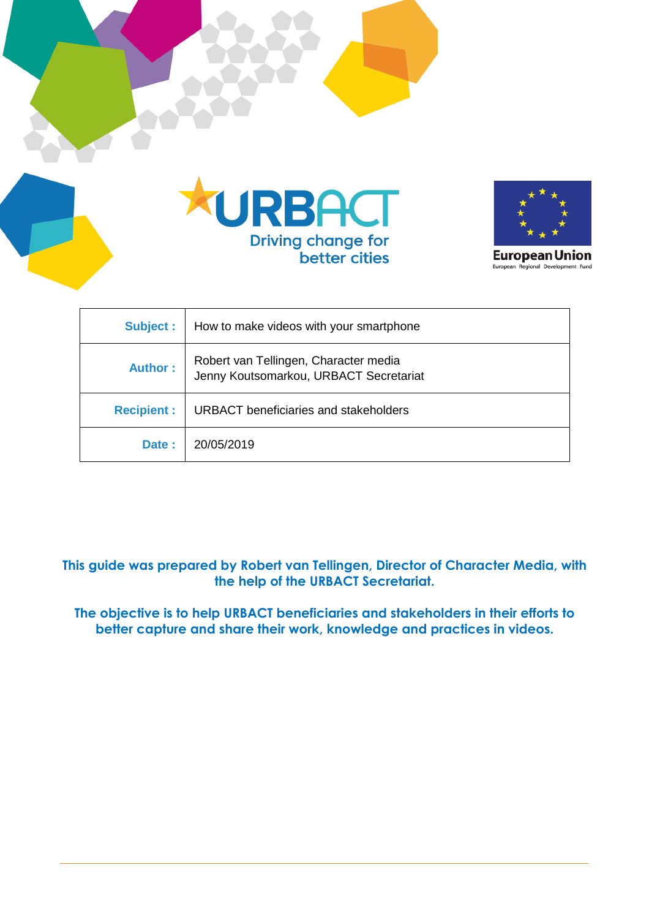URBACT

Driving change for better cities

European Union
European Regional Development Fund

| Subject : | How to make videos with your smartphone |
| --- | --- |
| Author : | Robert van Tellingen, Character media<br>Jenny Koutsomarkou, URBACT Secretariat |
| Recipient : | URBACT beneficiaries and stakeholders |
| Date : | 20/05/2019 |

**This guide was prepared by Robert van Tellingen, Director of Character Media, with the help of the URBACT Secretariat.**

**The objective is to help URBACT beneficiaries and stakeholders in their efforts to better capture and share their work, knowledge and practices in videos.**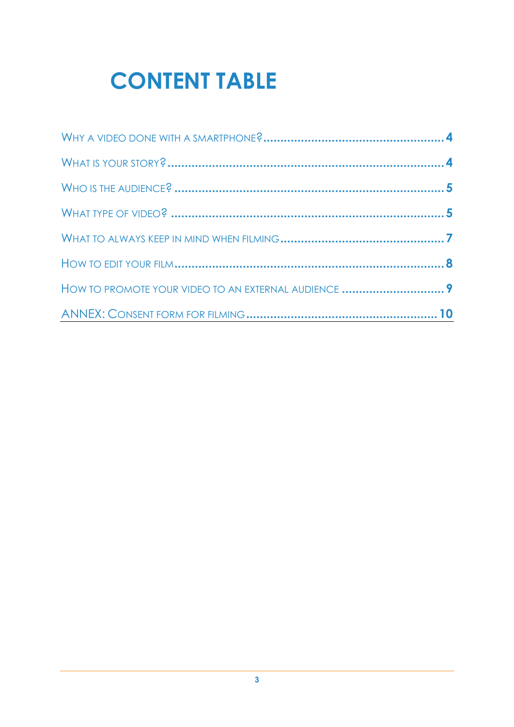# CONTENT TABLE

WHY A VIDEO DONE WITH A SMARTPHONE? .......... 4

WHAT IS YOUR STORY? .......... 4

WHO IS THE AUDIENCE? .......... 5

WHAT TYPE OF VIDEO? .......... 5

WHAT TO ALWAYS KEEP IN MIND WHEN FILMING .......... 7

HOW TO EDIT YOUR FILM .......... 8

HOW TO PROMOTE YOUR VIDEO TO AN EXTERNAL AUDIENCE .......... 9

ANNEX: CONSENT FORM FOR FILMING .......... 10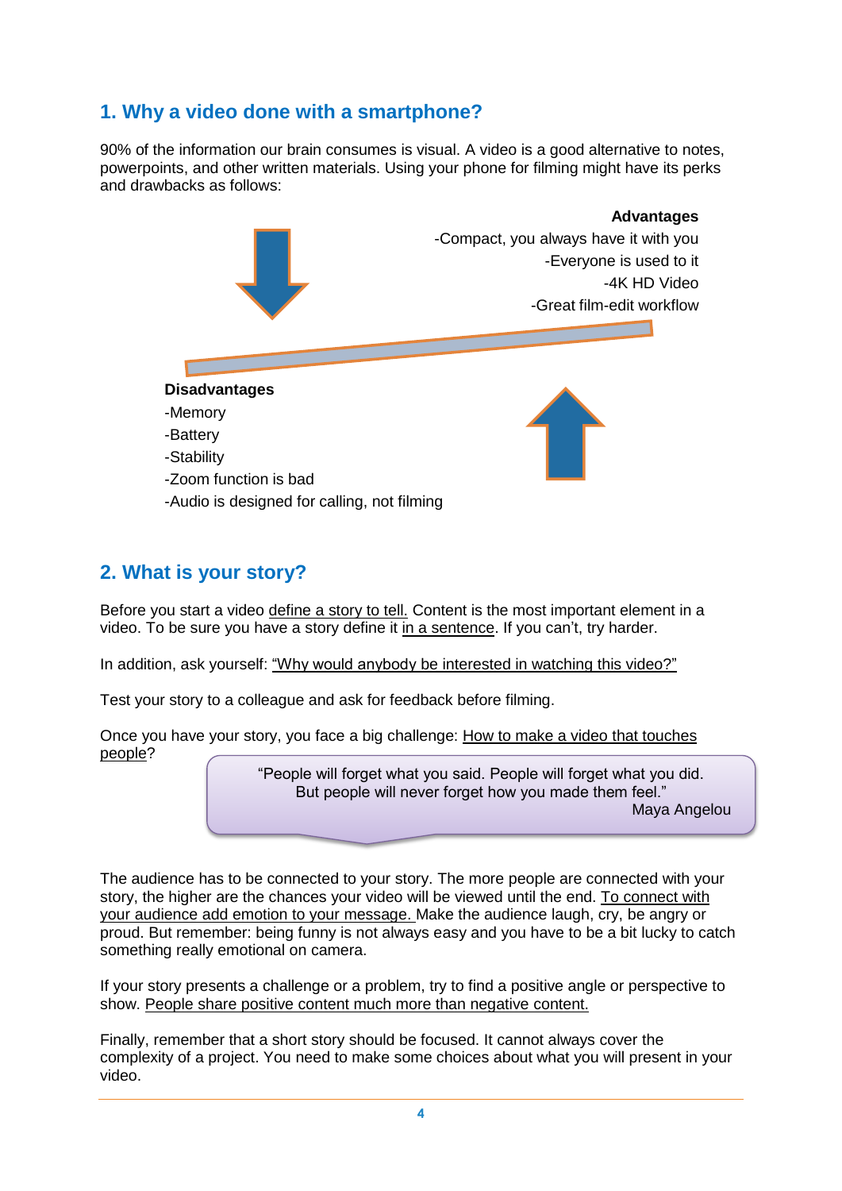## 1. Why a video done with a smartphone?

90% of the information our brain consumes is visual. A video is a good alternative to notes, powerpoints, and other written materials. Using your phone for filming might have its perks and drawbacks as follows:

**Advantages**

-Compact, you always have it with you

-Everyone is used to it

-4K HD Video

-Great film-edit workflow

**Disadvantages**

-Memory

-Battery

-Stability

-Zoom function is bad

-Audio is designed for calling, not filming

## 2. What is your story?

Before you start a video define a story to tell. Content is the most important element in a video. To be sure you have a story define it in a sentence. If you can't, try harder.

In addition, ask yourself: "Why would anybody be interested in watching this video?"

Test your story to a colleague and ask for feedback before filming.

Once you have your story, you face a big challenge: How to make a video that touches people?

> "People will forget what you said. People will forget what you did. But people will never forget how you made them feel."
> Maya Angelou

The audience has to be connected to your story. The more people are connected with your story, the higher are the chances your video will be viewed until the end. To connect with your audience add emotion to your message. Make the audience laugh, cry, be angry or proud. But remember: being funny is not always easy and you have to be a bit lucky to catch something really emotional on camera.

If your story presents a challenge or a problem, try to find a positive angle or perspective to show. People share positive content much more than negative content.

Finally, remember that a short story should be focused. It cannot always cover the complexity of a project. You need to make some choices about what you will present in your video.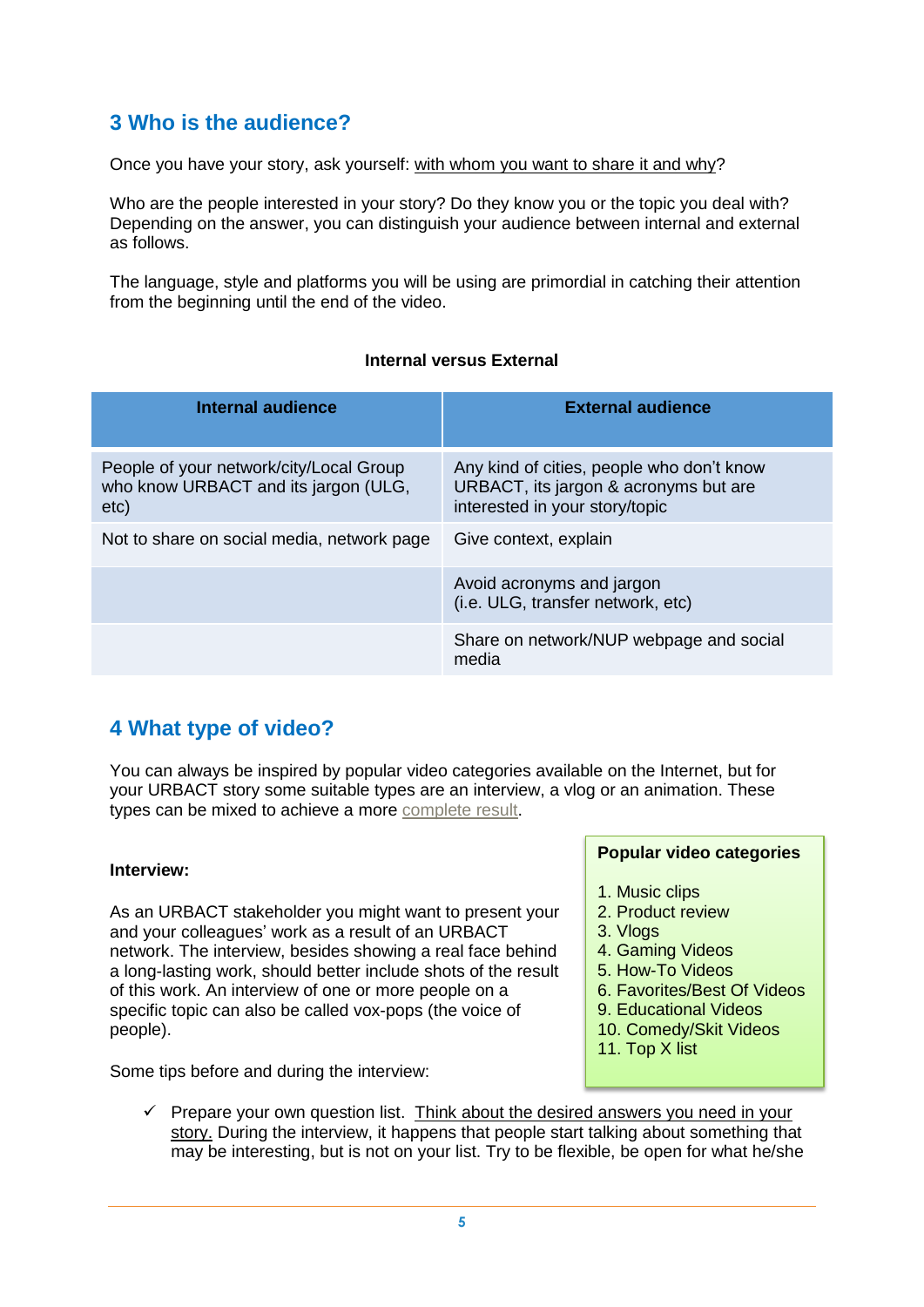## 3 Who is the audience?

Once you have your story, ask yourself: with whom you want to share it and why?

Who are the people interested in your story? Do they know you or the topic you deal with? Depending on the answer, you can distinguish your audience between internal and external as follows.

The language, style and platforms you will be using are primordial in catching their attention from the beginning until the end of the video.

**Internal versus External**

| Internal audience | External audience |
|---|---|
| People of your network/city/Local Group who know URBACT and its jargon (ULG, etc) | Any kind of cities, people who don't know URBACT, its jargon & acronyms but are interested in your story/topic |
| Not to share on social media, network page | Give context, explain |
| | Avoid acronyms and jargon (i.e. ULG, transfer network, etc) |
| | Share on network/NUP webpage and social media |

## 4 What type of video?

You can always be inspired by popular video categories available on the Internet, but for your URBACT story some suitable types are an interview, a vlog or an animation. These types can be mixed to achieve a more complete result.

**Popular video categories**

1. Music clips
2. Product review
3. Vlogs
4. Gaming Videos
5. How-To Videos
6. Favorites/Best Of Videos
9. Educational Videos
10. Comedy/Skit Videos
11. Top X list

**Interview:**

As an URBACT stakeholder you might want to present your and your colleagues' work as a result of an URBACT network. The interview, besides showing a real face behind a long-lasting work, should better include shots of the result of this work. An interview of one or more people on a specific topic can also be called vox-pops (the voice of people).

Some tips before and during the interview:

- ✓ Prepare your own question list. Think about the desired answers you need in your story. During the interview, it happens that people start talking about something that may be interesting, but is not on your list. Try to be flexible, be open for what he/she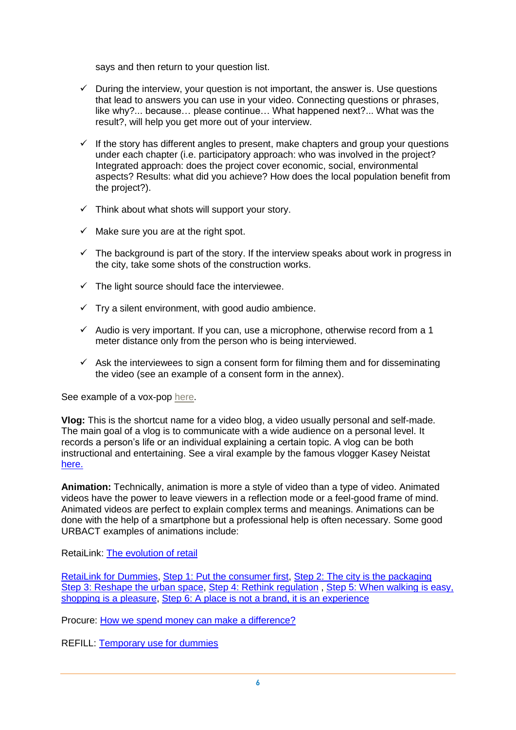says and then return to your question list.

- ✓ During the interview, your question is not important, the answer is. Use questions that lead to answers you can use in your video. Connecting questions or phrases, like why?... because… please continue… What happened next?... What was the result?, will help you get more out of your interview.
- ✓ If the story has different angles to present, make chapters and group your questions under each chapter (i.e. participatory approach: who was involved in the project? Integrated approach: does the project cover economic, social, environmental aspects? Results: what did you achieve? How does the local population benefit from the project?).
- ✓ Think about what shots will support your story.
- ✓ Make sure you are at the right spot.
- ✓ The background is part of the story. If the interview speaks about work in progress in the city, take some shots of the construction works.
- ✓ The light source should face the interviewee.
- ✓ Try a silent environment, with good audio ambience.
- ✓ Audio is very important. If you can, use a microphone, otherwise record from a 1 meter distance only from the person who is being interviewed.
- ✓ Ask the interviewees to sign a consent form for filming them and for disseminating the video (see an example of a consent form in the annex).

See example of a vox-pop here.

**Vlog:** This is the shortcut name for a video blog, a video usually personal and self-made. The main goal of a vlog is to communicate with a wide audience on a personal level. It records a person's life or an individual explaining a certain topic. A vlog can be both instructional and entertaining. See a viral example by the famous vlogger Kasey Neistat here.

**Animation:** Technically, animation is more a style of video than a type of video. Animated videos have the power to leave viewers in a reflection mode or a feel-good frame of mind. Animated videos are perfect to explain complex terms and meanings. Animations can be done with the help of a smartphone but a professional help is often necessary. Some good URBACT examples of animations include:

RetaiLink: The evolution of retail

RetaiLink for Dummies, Step 1: Put the consumer first, Step 2: The city is the packaging Step 3: Reshape the urban space, Step 4: Rethink regulation , Step 5: When walking is easy, shopping is a pleasure, Step 6: A place is not a brand, it is an experience

Procure: How we spend money can make a difference?

REFILL: Temporary use for dummies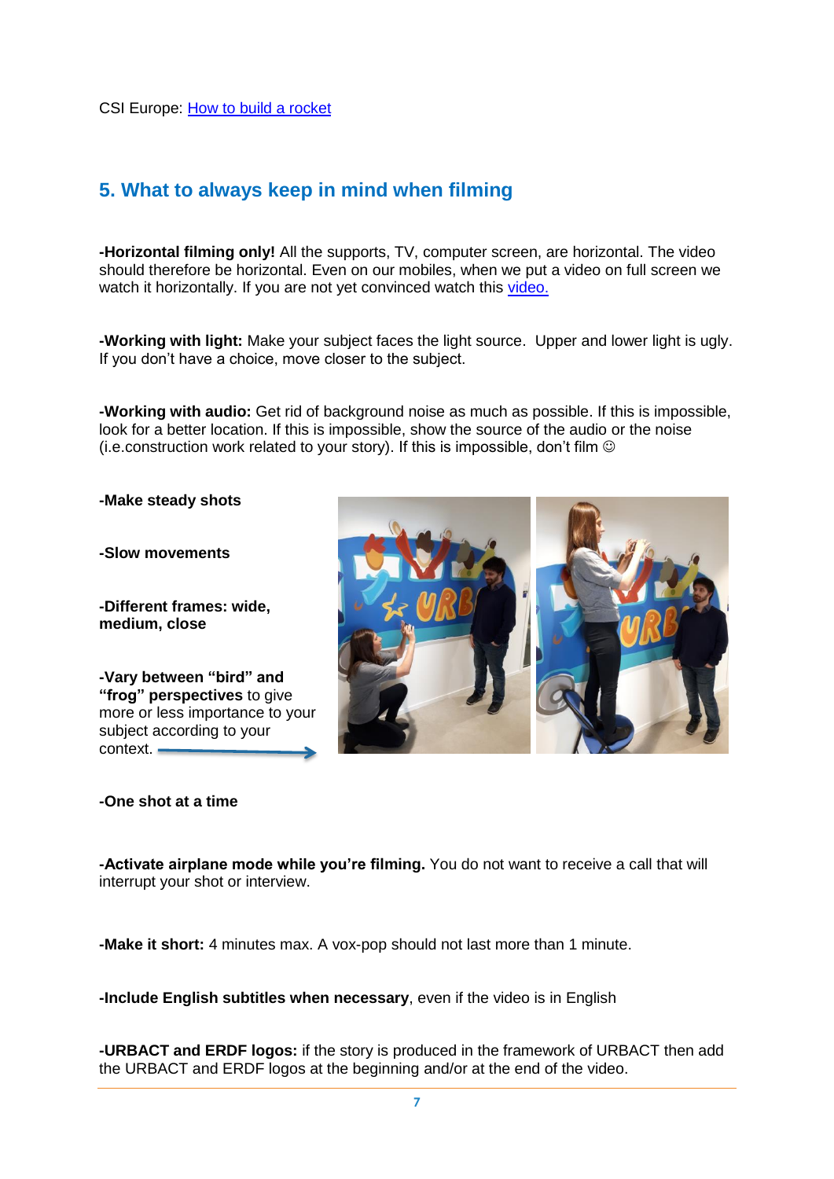CSI Europe: [How to build a rocket]

## 5. What to always keep in mind when filming

**-Horizontal filming only!** All the supports, TV, computer screen, are horizontal. The video should therefore be horizontal. Even on our mobiles, when we put a video on full screen we watch it horizontally. If you are not yet convinced watch this [video.]

**-Working with light:** Make your subject faces the light source. Upper and lower light is ugly. If you don't have a choice, move closer to the subject.

**-Working with audio:** Get rid of background noise as much as possible. If this is impossible, look for a better location. If this is impossible, show the source of the audio or the noise (i.e.construction work related to your story). If this is impossible, don't film ☺

**-Make steady shots**

**-Slow movements**

**-Different frames: wide, medium, close**

**-Vary between "bird" and "frog" perspectives** to give more or less importance to your subject according to your context.

**-One shot at a time**

**-Activate airplane mode while you're filming.** You do not want to receive a call that will interrupt your shot or interview.

**-Make it short:** 4 minutes max. A vox-pop should not last more than 1 minute.

**-Include English subtitles when necessary**, even if the video is in English

**-URBACT and ERDF logos:** if the story is produced in the framework of URBACT then add the URBACT and ERDF logos at the beginning and/or at the end of the video.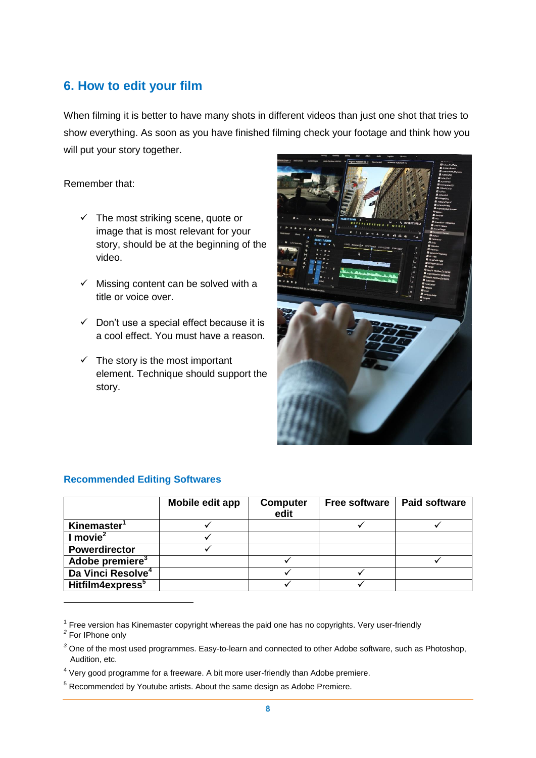## 6. How to edit your film

When filming it is better to have many shots in different videos than just one shot that tries to show everything. As soon as you have finished filming check your footage and think how you will put your story together.

Remember that:

- ✓ The most striking scene, quote or image that is most relevant for your story, should be at the beginning of the video.
- ✓ Missing content can be solved with a title or voice over.
- ✓ Don't use a special effect because it is a cool effect. You must have a reason.
- ✓ The story is the most important element. Technique should support the story.

### Recommended Editing Softwares

| | Mobile edit app | Computer edit | Free software | Paid software |
|---|---|---|---|---|
| **Kinemaster[1]** | ✓ | | ✓ | ✓ |
| **I movie[2]** | ✓ | | | |
| **Powerdirector** | ✓ | | | |
| **Adobe premiere[3]** | | ✓ | | ✓ |
| **Da Vinci Resolve[4]** | | ✓ | ✓ | |
| **Hitfilm4express[5]** | | ✓ | ✓ | |

---

[1] Free version has Kinemaster copyright whereas the paid one has no copyrights. Very user-friendly

[2] For IPhone only

[3] One of the most used programmes. Easy-to-learn and connected to other Adobe software, such as Photoshop, Audition, etc.

[4] Very good programme for a freeware. A bit more user-friendly than Adobe premiere.

[5] Recommended by Youtube artists. About the same design as Adobe Premiere.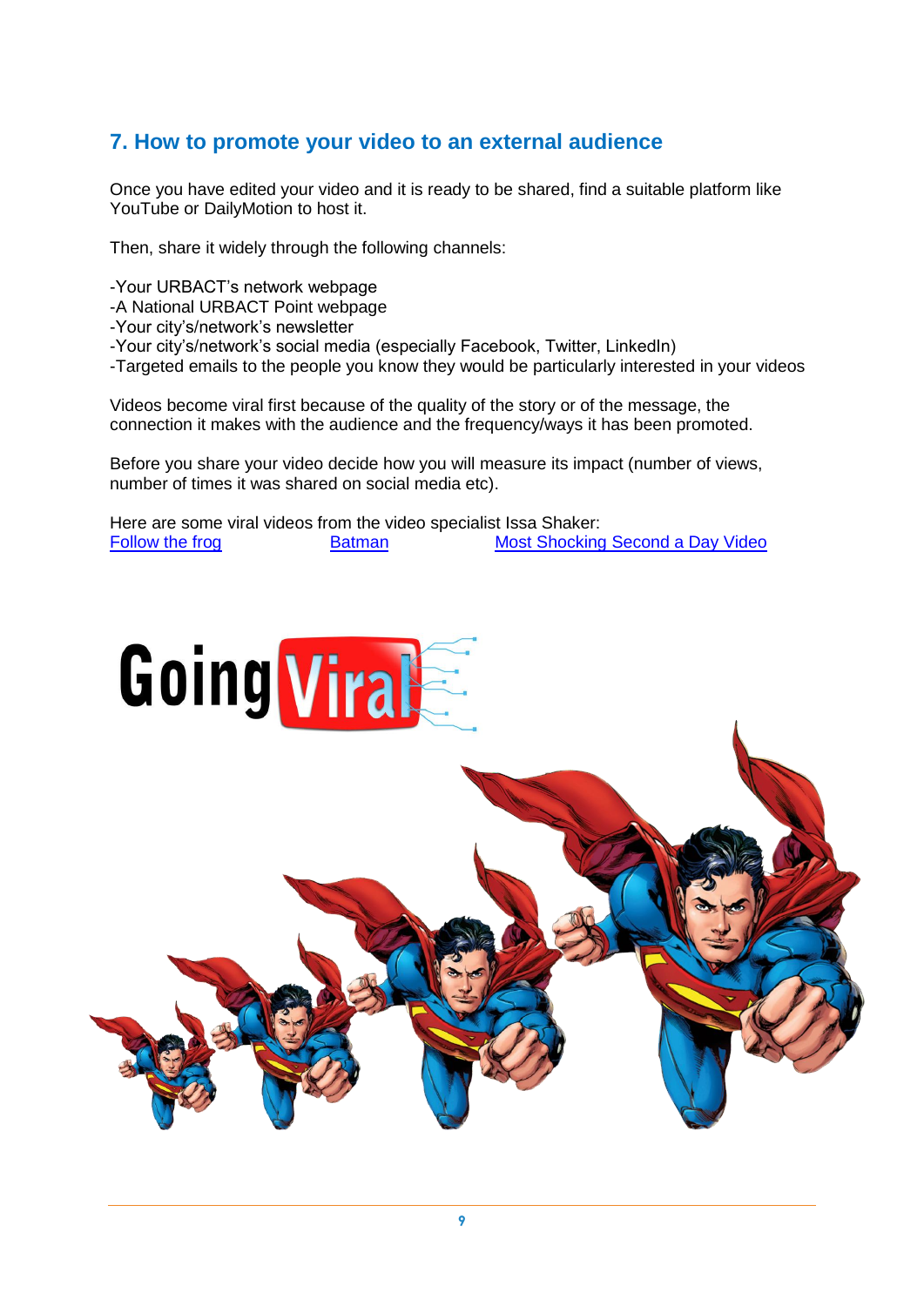## 7. How to promote your video to an external audience

Once you have edited your video and it is ready to be shared, find a suitable platform like YouTube or DailyMotion to host it.

Then, share it widely through the following channels:

-Your URBACT's network webpage
-A National URBACT Point webpage
-Your city's/network's newsletter
-Your city's/network's social media (especially Facebook, Twitter, LinkedIn)
-Targeted emails to the people you know they would be particularly interested in your videos

Videos become viral first because of the quality of the story or of the message, the connection it makes with the audience and the frequency/ways it has been promoted.

Before you share your video decide how you will measure its impact (number of views, number of times it was shared on social media etc).

Here are some viral videos from the video specialist Issa Shaker:
Follow the frog    Batman    Most Shocking Second a Day Video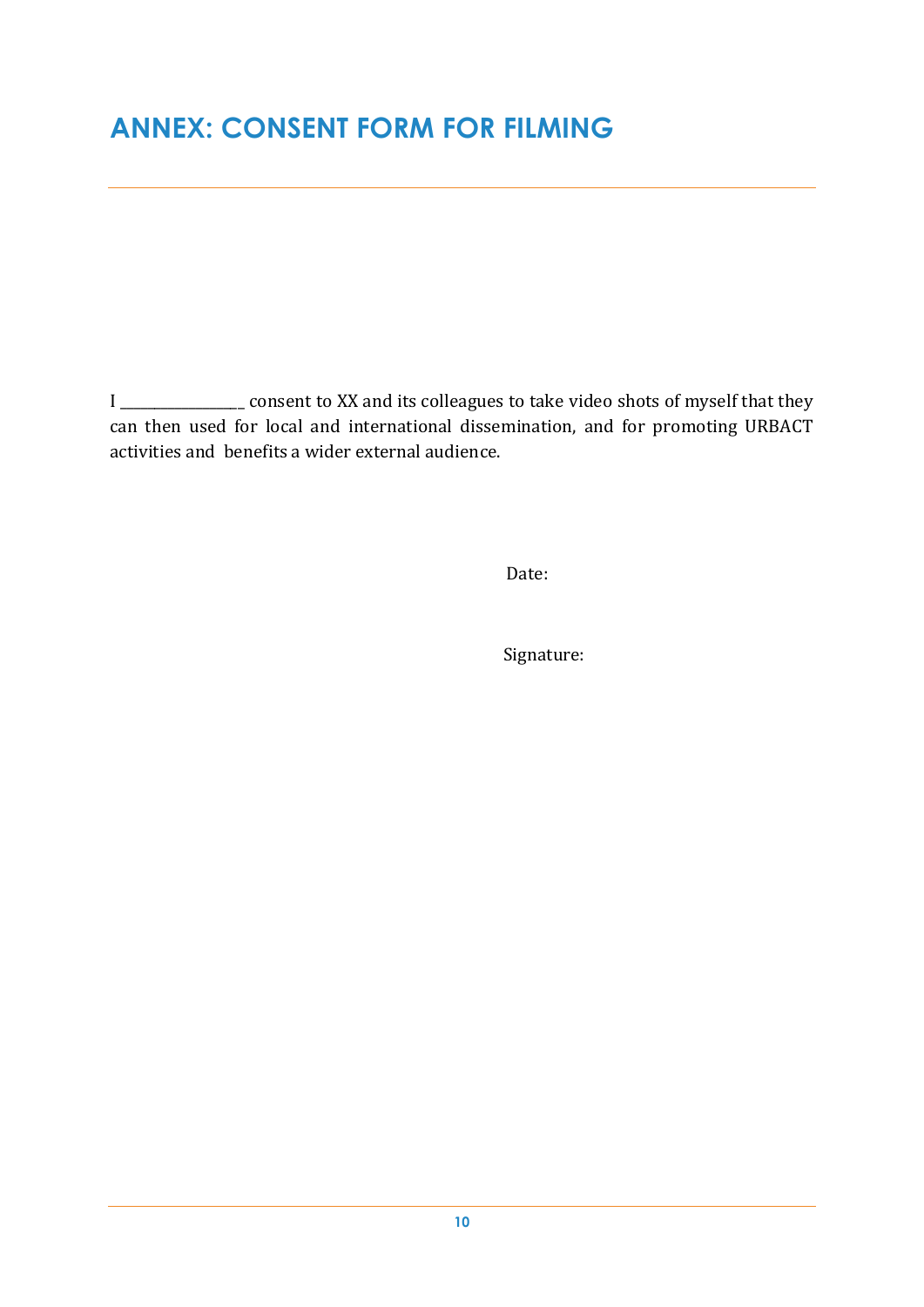# ANNEX: CONSENT FORM FOR FILMING

I ________________ consent to XX and its colleagues to take video shots of myself that they can then used for local and international dissemination, and for promoting URBACT activities and benefits a wider external audience.

Date:

Signature: